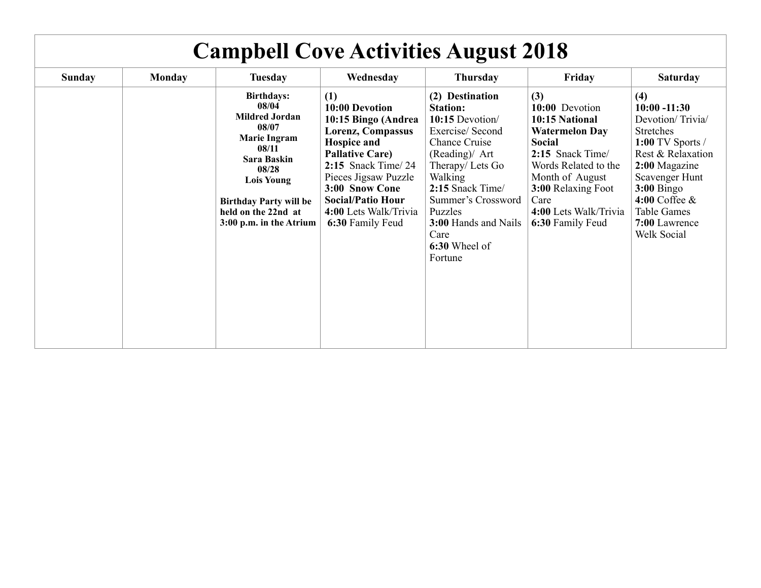# Campbell Cove Activities August 2018

| Sunday | Monday | Tuesday | Wednesday | Thursday | Friday | Saturday |
| --- | --- | --- | --- | --- | --- | --- |
| | | **Birthdays:** **08/04** **Mildred Jordan** **08/07** **Marie Ingram** **08/11** **Sara Baskin** **08/28** **Lois Young** <br><br> **Birthday Party will be held on the 22nd at 3:00 p.m. in the Atrium** | **(1)** <br> **10:00 Devotion** <br> **10:15 Bingo (Andrea Lorenz, Compassus Hospice and Pallative Care)** <br> **2:15** Snack Time/ 24 Pieces Jigsaw Puzzle <br> **3:00 Snow Cone Social/Patio Hour** <br> **4:00** Lets Walk/Trivia <br> **6:30** Family Feud | **(2) Destination Station:** <br> **10:15** Devotion/ Exercise/ Second Chance Cruise (Reading)/ Art Therapy/ Lets Go Walking <br> **2:15** Snack Time/ Summer's Crossword Puzzles <br> **3:00** Hands and Nails Care <br> **6:30** Wheel of Fortune | **(3)** <br> **10:00** Devotion <br> **10:15 National Watermelon Day Social** <br> **2:15** Snack Time/ Words Related to the Month of August <br> **3:00** Relaxing Foot Care <br> **4:00** Lets Walk/Trivia <br> **6:30** Family Feud | **(4)** <br> **10:00 -11:30** Devotion/ Trivia/ Stretches <br> **1:00** TV Sports / Rest & Relaxation <br> **2:00** Magazine Scavenger Hunt <br> **3:00** Bingo <br> **4:00** Coffee & Table Games <br> **7:00** Lawrence Welk Social |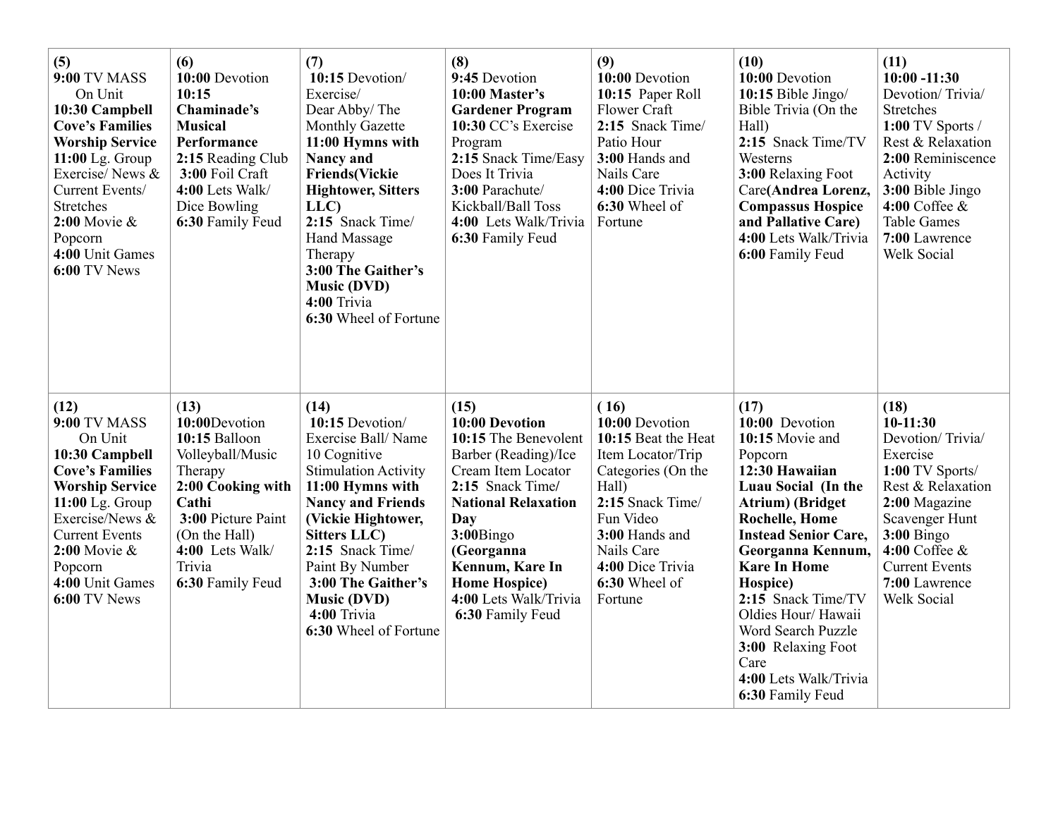| | | | | | | |
|---|---|---|---|---|---|---|
| **(5)**<br>**9:00** TV MASS On Unit<br>**10:30 Campbell Cove's Families Worship Service**<br>**11:00** Lg. Group Exercise/ News & Current Events/ Stretches<br>**2:00** Movie & Popcorn<br>**4:00** Unit Games<br>**6:00** TV News | **(6)**<br>**10:00** Devotion<br>**10:15 Chaminade's Musical Performance**<br>**2:15** Reading Club<br>**3:00** Foil Craft<br>**4:00** Lets Walk/ Dice Bowling<br>**6:30** Family Feud | **(7)**<br>**10:15** Devotion/ Exercise/ Dear Abby/ The Monthly Gazette<br>**11:00 Hymns with Nancy and Friends(Vickie Hightower, Sitters LLC)**<br>**2:15** Snack Time/ Hand Massage Therapy<br>**3:00 The Gaither's Music (DVD)**<br>**4:00** Trivia<br>**6:30** Wheel of Fortune | **(8)**<br>**9:45** Devotion<br>**10:00 Master's Gardener Program**<br>**10:30** CC's Exercise Program<br>**2:15** Snack Time/Easy Does It Trivia<br>**3:00** Parachute/ Kickball/Ball Toss<br>**4:00** Lets Walk/Trivia<br>**6:30** Family Feud | **(9)**<br>**10:00** Devotion<br>**10:15** Paper Roll Flower Craft<br>**2:15** Snack Time/ Patio Hour<br>**3:00** Hands and Nails Care<br>**4:00** Dice Trivia<br>**6:30** Wheel of Fortune | **(10)**<br>**10:00** Devotion<br>**10:15** Bible Jingo/ Bible Trivia (On the Hall)<br>**2:15** Snack Time/TV Westerns<br>**3:00** Relaxing Foot Care**(Andrea Lorenz, Compassus Hospice and Pallative Care)**<br>**4:00** Lets Walk/Trivia<br>**6:00** Family Feud | **(11)**<br>**10:00 -11:30** Devotion/ Trivia/ Stretches<br>**1:00** TV Sports / Rest & Relaxation<br>**2:00** Reminiscence Activity<br>**3:00** Bible Jingo<br>**4:00** Coffee & Table Games<br>**7:00** Lawrence Welk Social |
| **(12)**<br>**9:00** TV MASS On Unit<br>**10:30 Campbell Cove's Families Worship Service**<br>**11:00** Lg. Group Exercise/News & Current Events<br>**2:00** Movie & Popcorn<br>**4:00** Unit Games<br>**6:00** TV News | **(13)**<br>**10:00**Devotion<br>**10:15** Balloon Volleyball/Music Therapy<br>**2:00 Cooking with Cathi**<br>**3:00** Picture Paint (On the Hall)<br>**4:00** Lets Walk/ Trivia<br>**6:30** Family Feud | **(14)**<br>**10:15** Devotion/ Exercise Ball/ Name 10 Cognitive Stimulation Activity<br>**11:00 Hymns with Nancy and Friends (Vickie Hightower, Sitters LLC)**<br>**2:15** Snack Time/ Paint By Number<br>**3:00 The Gaither's Music (DVD)**<br>**4:00** Trivia<br>**6:30** Wheel of Fortune | **(15)**<br>**10:00 Devotion**<br>**10:15** The Benevolent Barber (Reading)/Ice Cream Item Locator<br>**2:15** Snack Time/ **National Relaxation Day**<br>**3:00**Bingo **(Georganna Kennum, Kare In Home Hospice)**<br>**4:00** Lets Walk/Trivia<br>**6:30** Family Feud | **( 16)**<br>**10:00** Devotion<br>**10:15** Beat the Heat Item Locator/Trip Categories (On the Hall)<br>**2:15** Snack Time/ Fun Video<br>**3:00** Hands and Nails Care<br>**4:00** Dice Trivia<br>**6:30** Wheel of Fortune | **(17)**<br>**10:00** Devotion<br>**10:15** Movie and Popcorn<br>**12:30 Hawaiian Luau Social (In the Atrium) (Bridget Rochelle, Home Instead Senior Care, Georganna Kennum, Kare In Home Hospice)**<br>**2:15** Snack Time/TV Oldies Hour/ Hawaii Word Search Puzzle<br>**3:00** Relaxing Foot Care<br>**4:00** Lets Walk/Trivia<br>**6:30** Family Feud | **(18)**<br>**10-11:30** Devotion/ Trivia/ Exercise<br>**1:00** TV Sports/ Rest & Relaxation<br>**2:00** Magazine Scavenger Hunt<br>**3:00** Bingo<br>**4:00** Coffee & Current Events<br>**7:00** Lawrence Welk Social |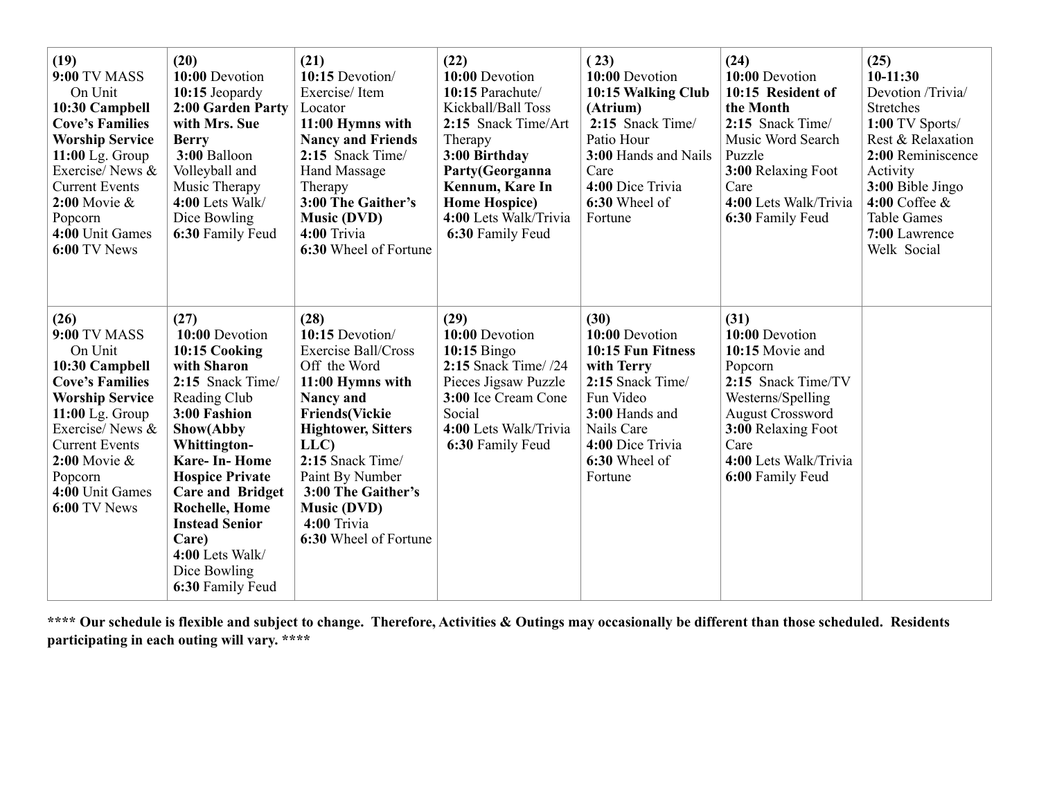| | | | | | | |
|---|---|---|---|---|---|---|
| **(19)**<br>**9:00** TV MASS On Unit<br>**10:30 Campbell Cove's Families Worship Service**<br>**11:00** Lg. Group Exercise/ News & Current Events<br>**2:00** Movie & Popcorn<br>**4:00** Unit Games<br>**6:00** TV News | **(20)**<br>**10:00** Devotion<br>**10:15** Jeopardy<br>**2:00 Garden Party with Mrs. Sue Berry**<br>**3:00** Balloon Volleyball and Music Therapy<br>**4:00** Lets Walk/ Dice Bowling<br>**6:30** Family Feud | **(21)**<br>**10:15** Devotion/ Exercise/ Item Locator<br>**11:00 Hymns with Nancy and Friends**<br>**2:15** Snack Time/ Hand Massage Therapy<br>**3:00 The Gaither's Music (DVD)**<br>**4:00** Trivia<br>**6:30** Wheel of Fortune | **(22)**<br>**10:00** Devotion<br>**10:15** Parachute/ Kickball/Ball Toss<br>**2:15** Snack Time/Art Therapy<br>**3:00 Birthday Party(Georganna Kennum, Kare In Home Hospice)**<br>**4:00** Lets Walk/Trivia<br>**6:30** Family Feud | **( 23)**<br>**10:00** Devotion<br>**10:15 Walking Club (Atrium)**<br>**2:15** Snack Time/ Patio Hour<br>**3:00** Hands and Nails Care<br>**4:00** Dice Trivia<br>**6:30** Wheel of Fortune | **(24)**<br>**10:00** Devotion<br>**10:15 Resident of the Month**<br>**2:15** Snack Time/ Music Word Search Puzzle<br>**3:00** Relaxing Foot Care<br>**4:00** Lets Walk/Trivia<br>**6:30** Family Feud | **(25)**<br>**10-11:30** Devotion /Trivia/ Stretches<br>**1:00** TV Sports/ Rest & Relaxation<br>**2:00** Reminiscence Activity<br>**3:00** Bible Jingo<br>**4:00** Coffee & Table Games<br>**7:00** Lawrence Welk Social |
| **(26)**<br>**9:00** TV MASS On Unit<br>**10:30 Campbell Cove's Families Worship Service**<br>**11:00** Lg. Group Exercise/ News & Current Events<br>**2:00** Movie & Popcorn<br>**4:00** Unit Games<br>**6:00** TV News | **(27)**<br>**10:00** Devotion<br>**10:15 Cooking with Sharon**<br>**2:15** Snack Time/ Reading Club<br>**3:00 Fashion Show(Abby Whittington- Kare- In- Home Hospice Private Care and Bridget Rochelle, Home Instead Senior Care)**<br>**4:00** Lets Walk/ Dice Bowling<br>**6:30** Family Feud | **(28)**<br>**10:15** Devotion/ Exercise Ball/Cross Off the Word<br>**11:00 Hymns with Nancy and Friends(Vickie Hightower, Sitters LLC)**<br>**2:15** Snack Time/ Paint By Number<br>**3:00 The Gaither's Music (DVD)**<br>**4:00** Trivia<br>**6:30** Wheel of Fortune | **(29)**<br>**10:00** Devotion<br>**10:15** Bingo<br>**2:15** Snack Time/ /24 Pieces Jigsaw Puzzle<br>**3:00** Ice Cream Cone Social<br>**4:00** Lets Walk/Trivia<br>**6:30** Family Feud | **(30)**<br>**10:00** Devotion<br>**10:15 Fun Fitness with Terry**<br>**2:15** Snack Time/ Fun Video<br>**3:00** Hands and Nails Care<br>**4:00** Dice Trivia<br>**6:30** Wheel of Fortune | **(31)**<br>**10:00** Devotion<br>**10:15** Movie and Popcorn<br>**2:15** Snack Time/TV Westerns/Spelling August Crossword<br>**3:00** Relaxing Foot Care<br>**4:00** Lets Walk/Trivia<br>**6:00** Family Feud | |

**\*\*\*\* Our schedule is flexible and subject to change. Therefore, Activities & Outings may occasionally be different than those scheduled. Residents participating in each outing will vary. \*\*\*\***